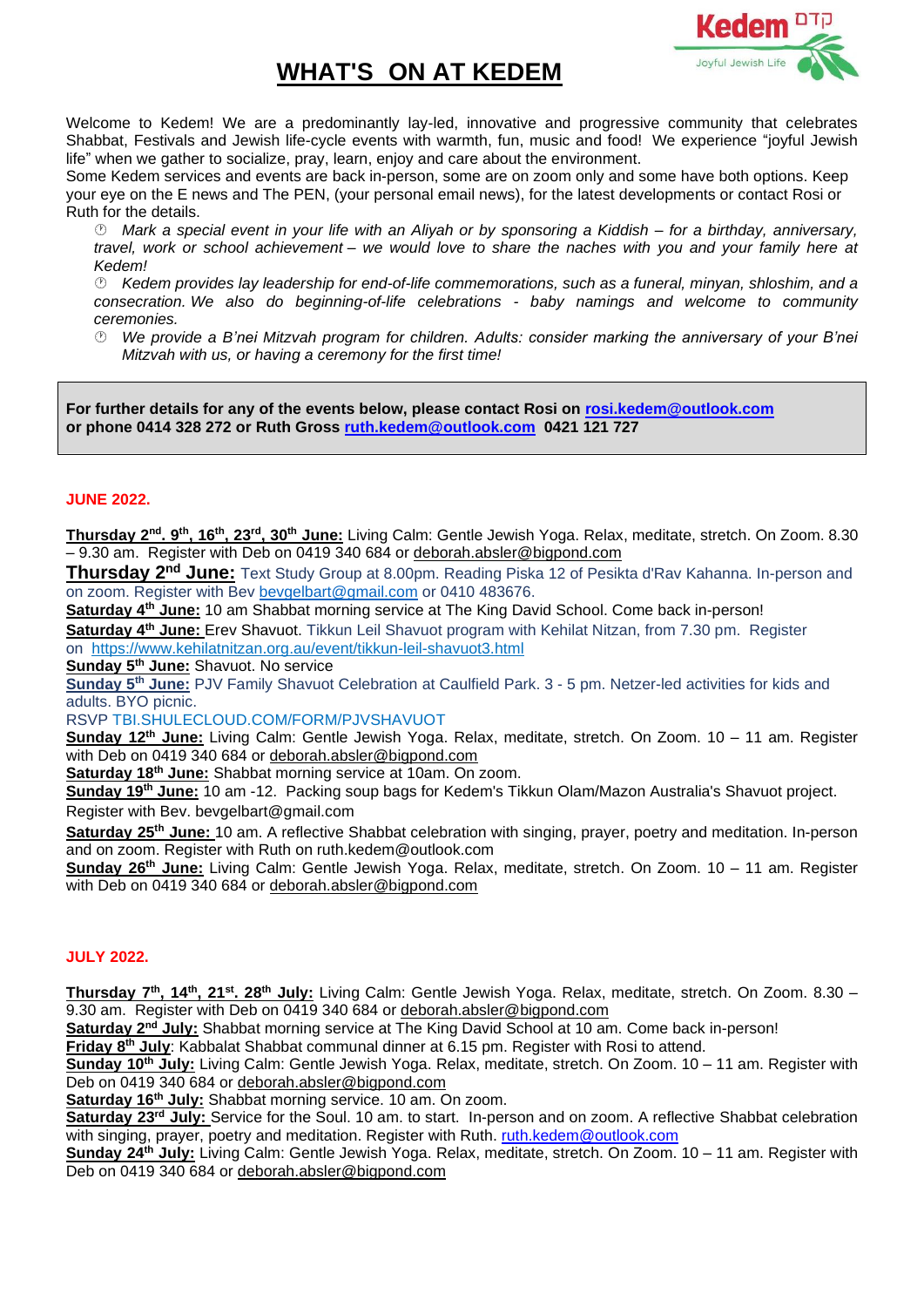# WHAT'S ON AT KEDEM

Welcome to Kedem! We are a predominantly lay-led, innovative and progressive community that celebrates Shabbat, Festivals and Jewish life-cycle events with warmth, fun, music and food! We experience "joyful Jewish life" when we gather to socialize, pray, learn, enjoy and care about the environment.
Some Kedem services and events are back in-person, some are on zoom only and some have both options. Keep your eye on the E news and The PEN, (your personal email news), for the latest developments or contact Rosi or Ruth for the details.

- *Mark a special event in your life with an Aliyah or by sponsoring a Kiddish – for a birthday, anniversary, travel, work or school achievement – we would love to share the naches with you and your family here at Kedem!*
- *Kedem provides lay leadership for end-of-life commemorations, such as a funeral, minyan, shloshim, and a consecration. We also do beginning-of-life celebrations - baby namings and welcome to community ceremonies.*
- *We provide a B'nei Mitzvah program for children. Adults: consider marking the anniversary of your B'nei Mitzvah with us, or having a ceremony for the first time!*

**For further details for any of the events below, please contact Rosi on rosi.kedem@outlook.com or phone 0414 328 272 or Ruth Gross ruth.kedem@outlook.com 0421 121 727**

## JUNE 2022.

**Thursday 2nd. 9th, 16th, 23rd, 30th June:** Living Calm: Gentle Jewish Yoga. Relax, meditate, stretch. On Zoom. 8.30 – 9.30 am. Register with Deb on 0419 340 684 or deborah.absler@bigpond.com

**Thursday 2nd June:** Text Study Group at 8.00pm. Reading Piska 12 of Pesikta d'Rav Kahanna. In-person and on zoom. Register with Bev bevgelbart@gmail.com or 0410 483676.

**Saturday 4th June:** 10 am Shabbat morning service at The King David School. Come back in-person!

**Saturday 4th June:** Erev Shavuot. Tikkun Leil Shavuot program with Kehilat Nitzan, from 7.30 pm. Register on https://www.kehilatnitzan.org.au/event/tikkun-leil-shavuot3.html

**Sunday 5th June:** Shavuot. No service

**Sunday 5th June:** PJV Family Shavuot Celebration at Caulfield Park. 3 - 5 pm. Netzer-led activities for kids and adults. BYO picnic.
RSVP TBI.SHULECLOUD.COM/FORM/PJVSHAVUOT

**Sunday 12th June:** Living Calm: Gentle Jewish Yoga. Relax, meditate, stretch. On Zoom. 10 – 11 am. Register with Deb on 0419 340 684 or deborah.absler@bigpond.com

**Saturday 18th June:** Shabbat morning service at 10am. On zoom.

**Sunday 19th June:** 10 am -12. Packing soup bags for Kedem's Tikkun Olam/Mazon Australia's Shavuot project. Register with Bev. bevgelbart@gmail.com

**Saturday 25th June:** 10 am. A reflective Shabbat celebration with singing, prayer, poetry and meditation. In-person and on zoom. Register with Ruth on ruth.kedem@outlook.com

**Sunday 26th June:** Living Calm: Gentle Jewish Yoga. Relax, meditate, stretch. On Zoom. 10 – 11 am. Register with Deb on 0419 340 684 or deborah.absler@bigpond.com

## JULY 2022.

**Thursday 7th, 14th, 21st. 28th July:** Living Calm: Gentle Jewish Yoga. Relax, meditate, stretch. On Zoom. 8.30 – 9.30 am. Register with Deb on 0419 340 684 or deborah.absler@bigpond.com

**Saturday 2nd July:** Shabbat morning service at The King David School at 10 am. Come back in-person!

**Friday 8th July**: Kabbalat Shabbat communal dinner at 6.15 pm. Register with Rosi to attend.

**Sunday 10th July:** Living Calm: Gentle Jewish Yoga. Relax, meditate, stretch. On Zoom. 10 – 11 am. Register with Deb on 0419 340 684 or deborah.absler@bigpond.com

**Saturday 16th July:** Shabbat morning service. 10 am. On zoom.

**Saturday 23rd July:** Service for the Soul. 10 am. to start. In-person and on zoom. A reflective Shabbat celebration with singing, prayer, poetry and meditation. Register with Ruth. ruth.kedem@outlook.com

**Sunday 24th July:** Living Calm: Gentle Jewish Yoga. Relax, meditate, stretch. On Zoom. 10 – 11 am. Register with Deb on 0419 340 684 or deborah.absler@bigpond.com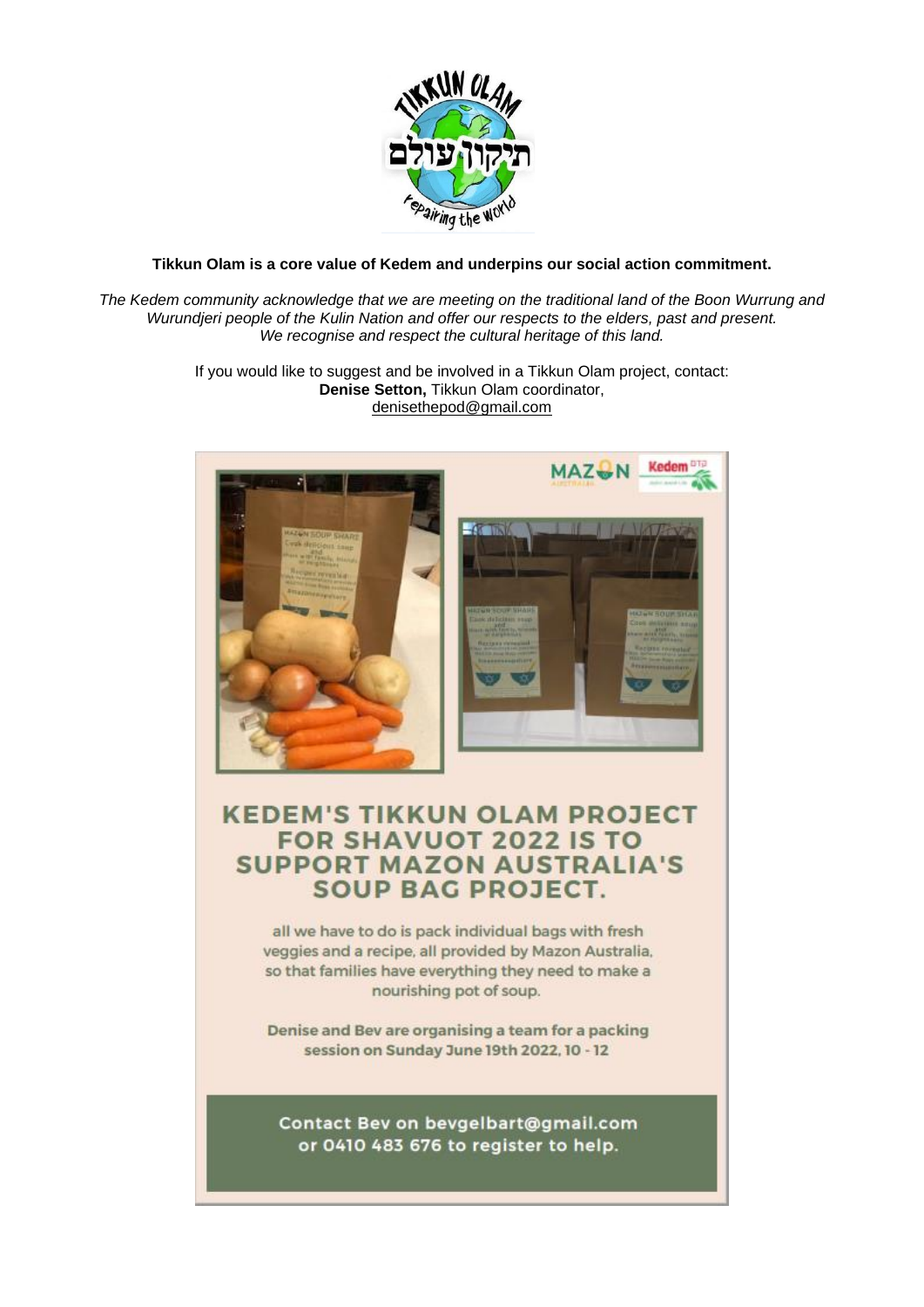**Tikkun Olam is a core value of Kedem and underpins our social action commitment.**

*The Kedem community acknowledge that we are meeting on the traditional land of the Boon Wurrung and Wurundjeri people of the Kulin Nation and offer our respects to the elders, past and present. We recognise and respect the cultural heritage of this land.*

If you would like to suggest and be involved in a Tikkun Olam project, contact:
**Denise Setton,** Tikkun Olam coordinator,
denisethepod@gmail.com

## KEDEM'S TIKKUN OLAM PROJECT FOR SHAVUOT 2022 IS TO SUPPORT MAZON AUSTRALIA'S SOUP BAG PROJECT.

all we have to do is pack individual bags with fresh veggies and a recipe, all provided by Mazon Australia, so that families have everything they need to make a nourishing pot of soup.

Denise and Bev are organising a team for a packing session on Sunday June 19th 2022, 10 - 12

Contact Bev on bevgelbart@gmail.com or 0410 483 676 to register to help.